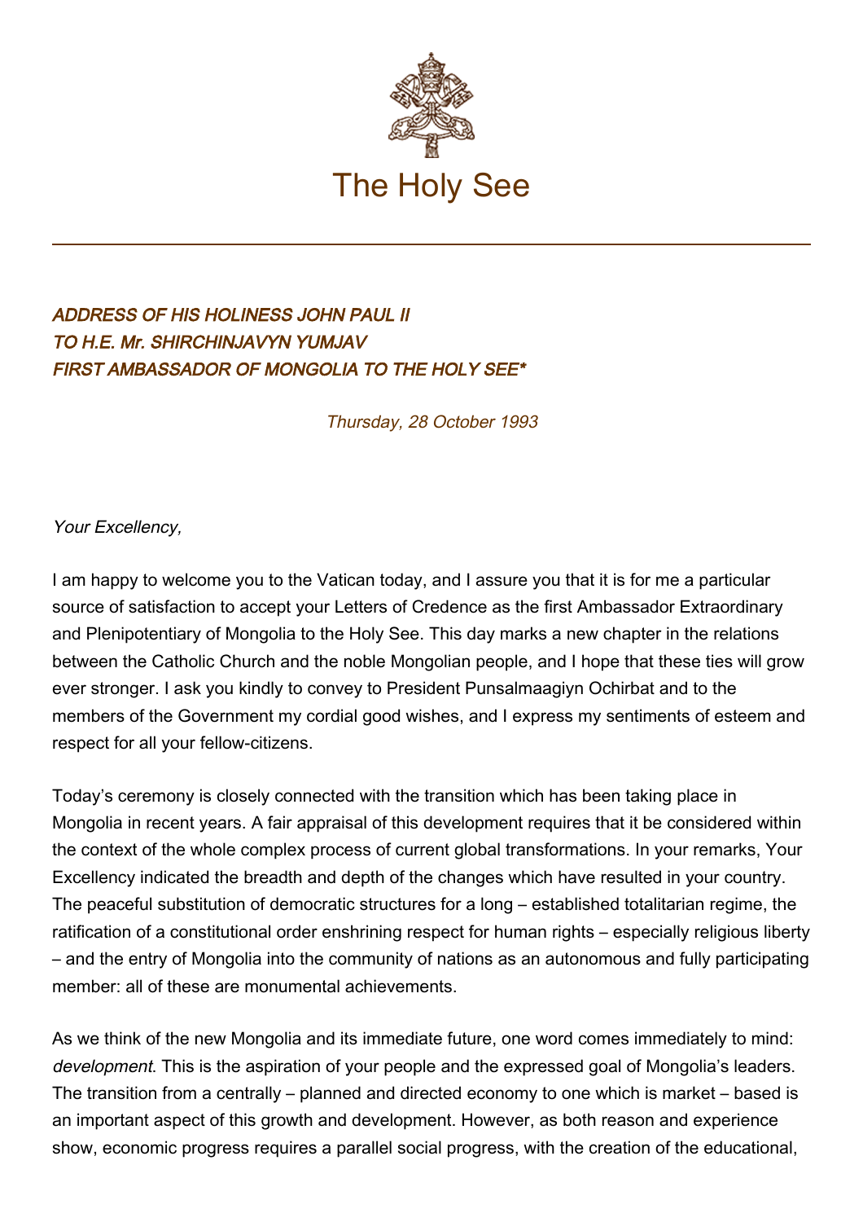# The Holy See

## *ADDRESS OF HIS HOLINESS JOHN PAUL II TO H.E. Mr. SHIRCHINJAVYN YUMJAV FIRST AMBASSADOR OF MONGOLIA TO THE HOLY SEE**

*Thursday, 28 October 1993*

*Your Excellency,*

I am happy to welcome you to the Vatican today, and I assure you that it is for me a particular source of satisfaction to accept your Letters of Credence as the first Ambassador Extraordinary and Plenipotentiary of Mongolia to the Holy See. This day marks a new chapter in the relations between the Catholic Church and the noble Mongolian people, and I hope that these ties will grow ever stronger. I ask you kindly to convey to President Punsalmaagiyn Ochirbat and to the members of the Government my cordial good wishes, and I express my sentiments of esteem and respect for all your fellow-citizens.

Today's ceremony is closely connected with the transition which has been taking place in Mongolia in recent years. A fair appraisal of this development requires that it be considered within the context of the whole complex process of current global transformations. In your remarks, Your Excellency indicated the breadth and depth of the changes which have resulted in your country. The peaceful substitution of democratic structures for a long – established totalitarian regime, the ratification of a constitutional order enshrining respect for human rights – especially religious liberty – and the entry of Mongolia into the community of nations as an autonomous and fully participating member: all of these are monumental achievements.

As we think of the new Mongolia and its immediate future, one word comes immediately to mind: *development*. This is the aspiration of your people and the expressed goal of Mongolia's leaders. The transition from a centrally – planned and directed economy to one which is market – based is an important aspect of this growth and development. However, as both reason and experience show, economic progress requires a parallel social progress, with the creation of the educational,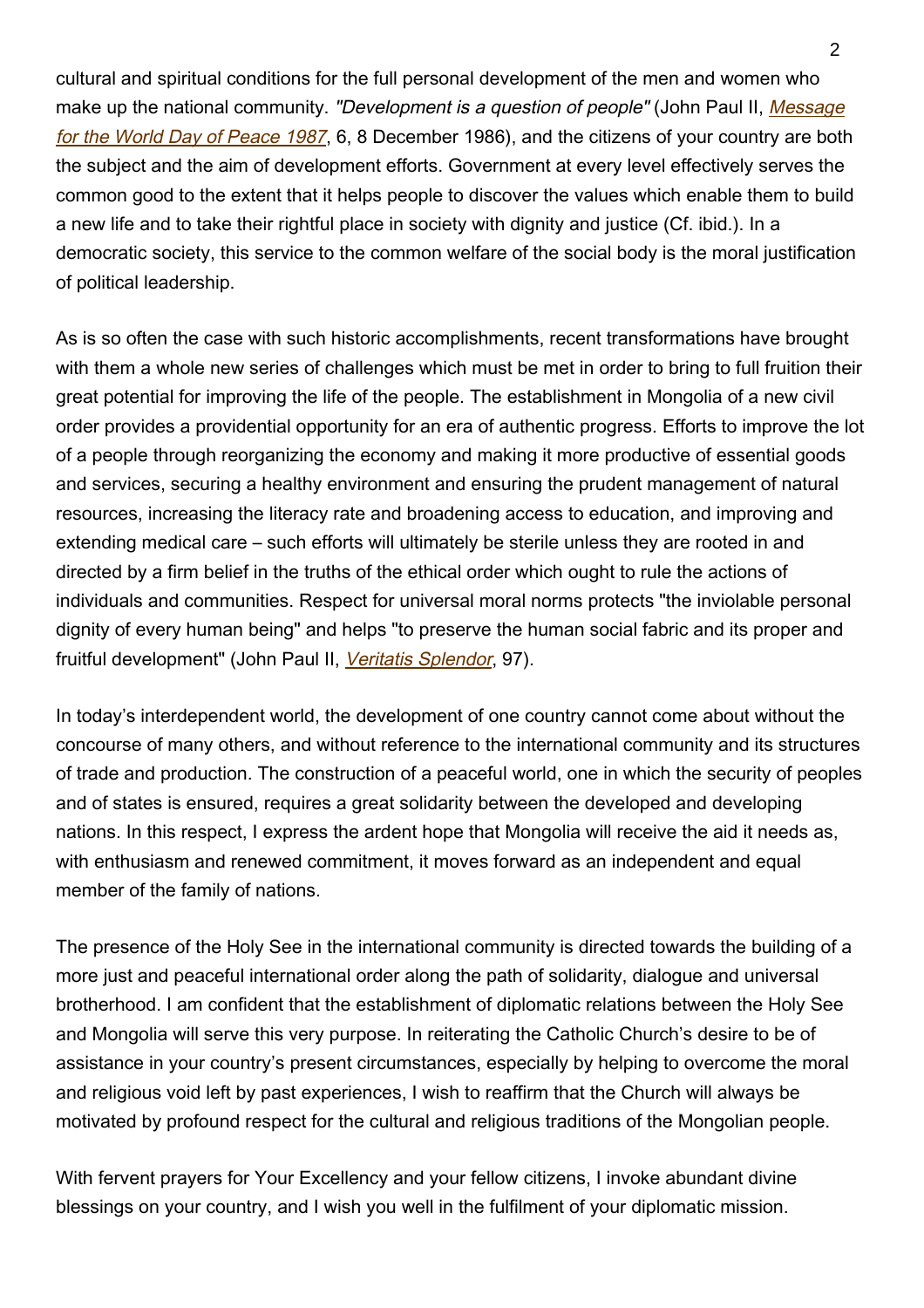cultural and spiritual conditions for the full personal development of the men and women who make up the national community. *"Development is a question of people"* (John Paul II, *Message for the World Day of Peace 1987*, 6, 8 December 1986), and the citizens of your country are both the subject and the aim of development efforts. Government at every level effectively serves the common good to the extent that it helps people to discover the values which enable them to build a new life and to take their rightful place in society with dignity and justice (Cf. ibid.). In a democratic society, this service to the common welfare of the social body is the moral justification of political leadership.

As is so often the case with such historic accomplishments, recent transformations have brought with them a whole new series of challenges which must be met in order to bring to full fruition their great potential for improving the life of the people. The establishment in Mongolia of a new civil order provides a providential opportunity for an era of authentic progress. Efforts to improve the lot of a people through reorganizing the economy and making it more productive of essential goods and services, securing a healthy environment and ensuring the prudent management of natural resources, increasing the literacy rate and broadening access to education, and improving and extending medical care – such efforts will ultimately be sterile unless they are rooted in and directed by a firm belief in the truths of the ethical order which ought to rule the actions of individuals and communities. Respect for universal moral norms protects "the inviolable personal dignity of every human being" and helps "to preserve the human social fabric and its proper and fruitful development" (John Paul II, *Veritatis Splendor*, 97).

In today's interdependent world, the development of one country cannot come about without the concourse of many others, and without reference to the international community and its structures of trade and production. The construction of a peaceful world, one in which the security of peoples and of states is ensured, requires a great solidarity between the developed and developing nations. In this respect, I express the ardent hope that Mongolia will receive the aid it needs as, with enthusiasm and renewed commitment, it moves forward as an independent and equal member of the family of nations.

The presence of the Holy See in the international community is directed towards the building of a more just and peaceful international order along the path of solidarity, dialogue and universal brotherhood. I am confident that the establishment of diplomatic relations between the Holy See and Mongolia will serve this very purpose. In reiterating the Catholic Church's desire to be of assistance in your country's present circumstances, especially by helping to overcome the moral and religious void left by past experiences, I wish to reaffirm that the Church will always be motivated by profound respect for the cultural and religious traditions of the Mongolian people.

With fervent prayers for Your Excellency and your fellow citizens, I invoke abundant divine blessings on your country, and I wish you well in the fulfilment of your diplomatic mission.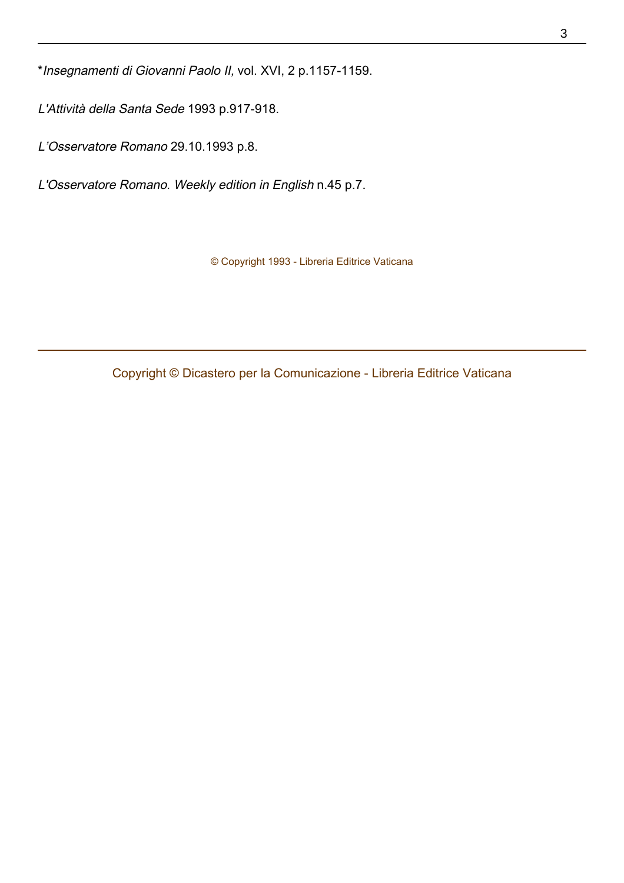**Insegnamenti di Giovanni Paolo II,* vol. XVI, 2 p.1157-1159.

*L'Attività della Santa Sede* 1993 p.917-918.

*L'Osservatore Romano* 29.10.1993 p.8.

*L'Osservatore Romano. Weekly edition in English* n.45 p.7.

© Copyright 1993 - Libreria Editrice Vaticana

Copyright © Dicastero per la Comunicazione - Libreria Editrice Vaticana